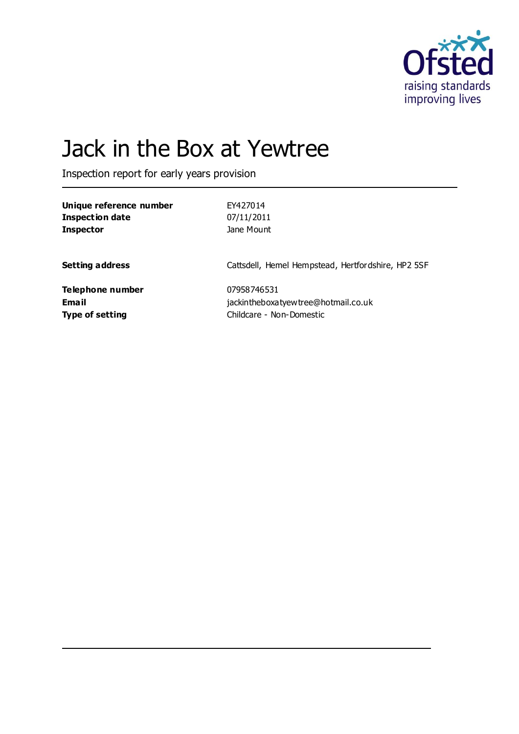# Jack in the Box at Yewtree

Inspection report for early years provision

| | |
|---|---|
| **Unique reference number** | EY427014 |
| **Inspection date** | 07/11/2011 |
| **Inspector** | Jane Mount |
| **Setting address** | Cattsdell, Hemel Hempstead, Hertfordshire, HP2 5SF |
| **Telephone number** | 07958746531 |
| **Email** | jackintheboxatyewtree@hotmail.co.uk |
| **Type of setting** | Childcare - Non-Domestic |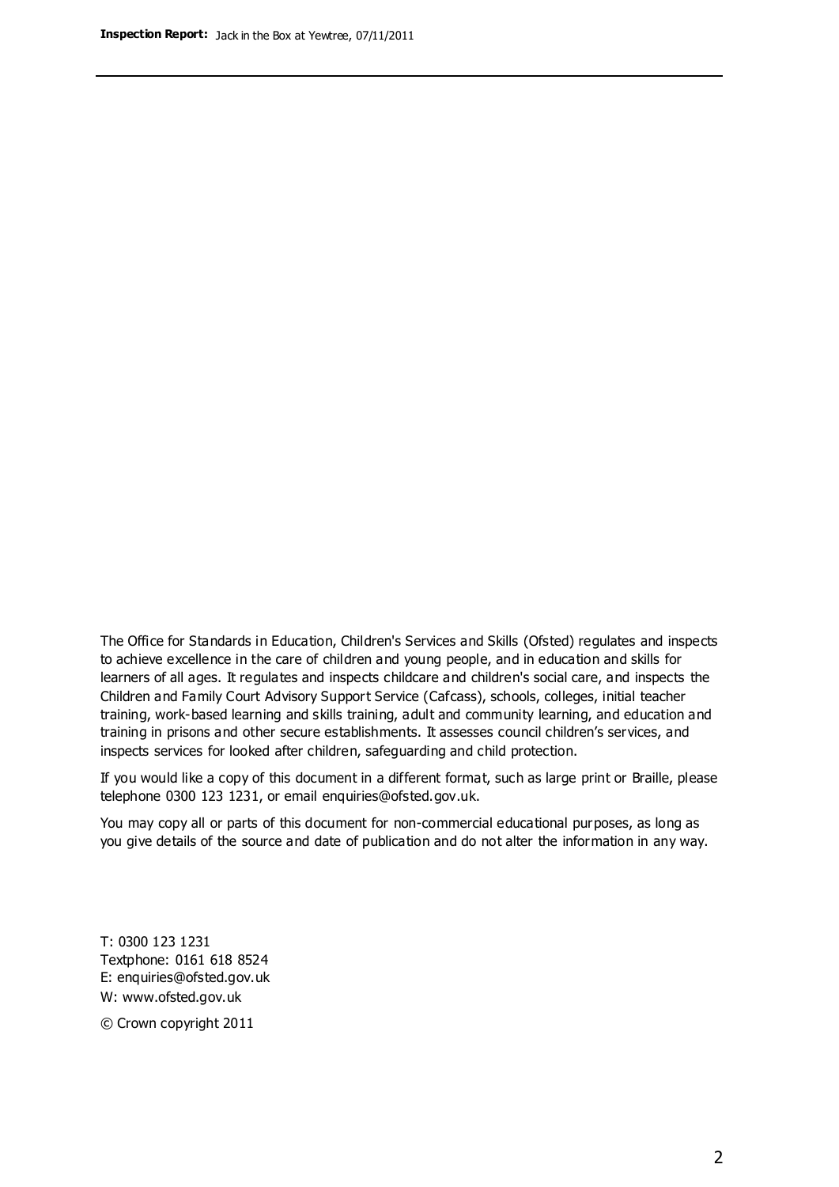The Office for Standards in Education, Children's Services and Skills (Ofsted) regulates and inspects to achieve excellence in the care of children and young people, and in education and skills for learners of all ages. It regulates and inspects childcare and children's social care, and inspects the Children and Family Court Advisory Support Service (Cafcass), schools, colleges, initial teacher training, work-based learning and skills training, adult and community learning, and education and training in prisons and other secure establishments. It assesses council children's services, and inspects services for looked after children, safeguarding and child protection.

If you would like a copy of this document in a different format, such as large print or Braille, please telephone 0300 123 1231, or email enquiries@ofsted.gov.uk.

You may copy all or parts of this document for non-commercial educational purposes, as long as you give details of the source and date of publication and do not alter the information in any way.

T: 0300 123 1231
Textphone: 0161 618 8524
E: enquiries@ofsted.gov.uk
W: www.ofsted.gov.uk

© Crown copyright 2011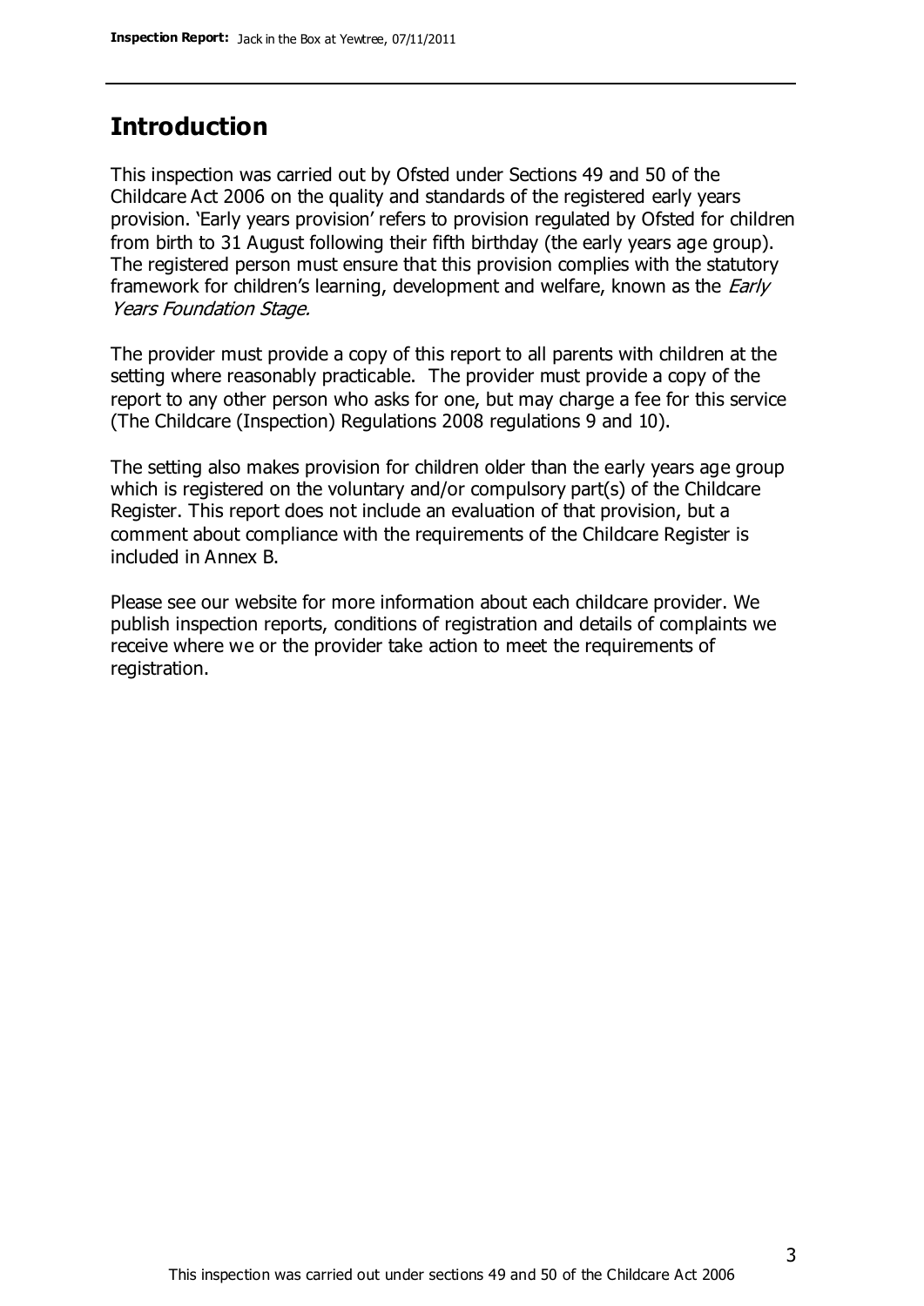## Introduction

This inspection was carried out by Ofsted under Sections 49 and 50 of the Childcare Act 2006 on the quality and standards of the registered early years provision. 'Early years provision' refers to provision regulated by Ofsted for children from birth to 31 August following their fifth birthday (the early years age group). The registered person must ensure that this provision complies with the statutory framework for children's learning, development and welfare, known as the *Early Years Foundation Stage.*

The provider must provide a copy of this report to all parents with children at the setting where reasonably practicable. The provider must provide a copy of the report to any other person who asks for one, but may charge a fee for this service (The Childcare (Inspection) Regulations 2008 regulations 9 and 10).

The setting also makes provision for children older than the early years age group which is registered on the voluntary and/or compulsory part(s) of the Childcare Register. This report does not include an evaluation of that provision, but a comment about compliance with the requirements of the Childcare Register is included in Annex B.

Please see our website for more information about each childcare provider. We publish inspection reports, conditions of registration and details of complaints we receive where we or the provider take action to meet the requirements of registration.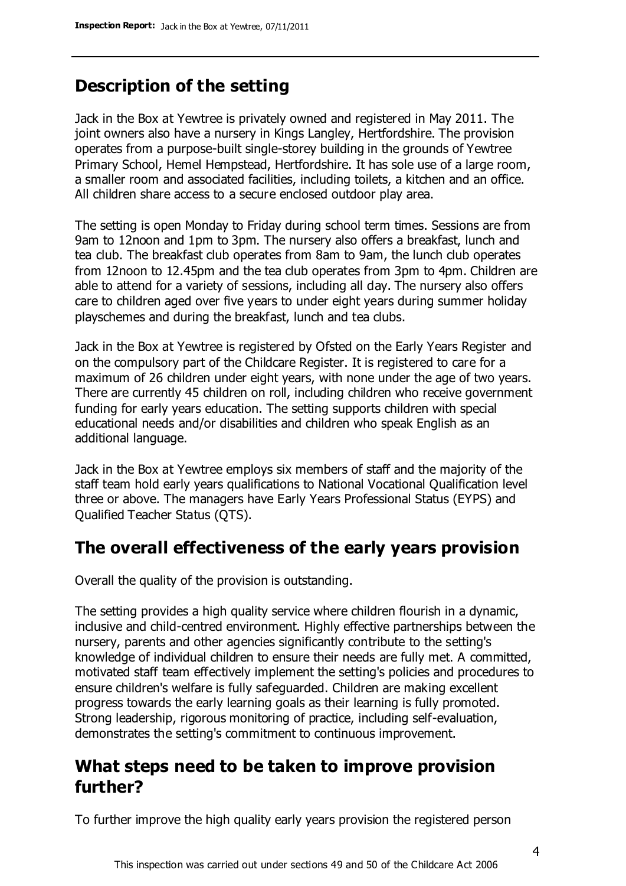## Description of the setting

Jack in the Box at Yewtree is privately owned and registered in May 2011. The joint owners also have a nursery in Kings Langley, Hertfordshire. The provision operates from a purpose-built single-storey building in the grounds of Yewtree Primary School, Hemel Hempstead, Hertfordshire. It has sole use of a large room, a smaller room and associated facilities, including toilets, a kitchen and an office. All children share access to a secure enclosed outdoor play area.

The setting is open Monday to Friday during school term times. Sessions are from 9am to 12noon and 1pm to 3pm. The nursery also offers a breakfast, lunch and tea club. The breakfast club operates from 8am to 9am, the lunch club operates from 12noon to 12.45pm and the tea club operates from 3pm to 4pm. Children are able to attend for a variety of sessions, including all day. The nursery also offers care to children aged over five years to under eight years during summer holiday playschemes and during the breakfast, lunch and tea clubs.

Jack in the Box at Yewtree is registered by Ofsted on the Early Years Register and on the compulsory part of the Childcare Register. It is registered to care for a maximum of 26 children under eight years, with none under the age of two years. There are currently 45 children on roll, including children who receive government funding for early years education. The setting supports children with special educational needs and/or disabilities and children who speak English as an additional language.

Jack in the Box at Yewtree employs six members of staff and the majority of the staff team hold early years qualifications to National Vocational Qualification level three or above. The managers have Early Years Professional Status (EYPS) and Qualified Teacher Status (QTS).

## The overall effectiveness of the early years provision

Overall the quality of the provision is outstanding.

The setting provides a high quality service where children flourish in a dynamic, inclusive and child-centred environment. Highly effective partnerships between the nursery, parents and other agencies significantly contribute to the setting's knowledge of individual children to ensure their needs are fully met. A committed, motivated staff team effectively implement the setting's policies and procedures to ensure children's welfare is fully safeguarded. Children are making excellent progress towards the early learning goals as their learning is fully promoted. Strong leadership, rigorous monitoring of practice, including self-evaluation, demonstrates the setting's commitment to continuous improvement.

## What steps need to be taken to improve provision further?

To further improve the high quality early years provision the registered person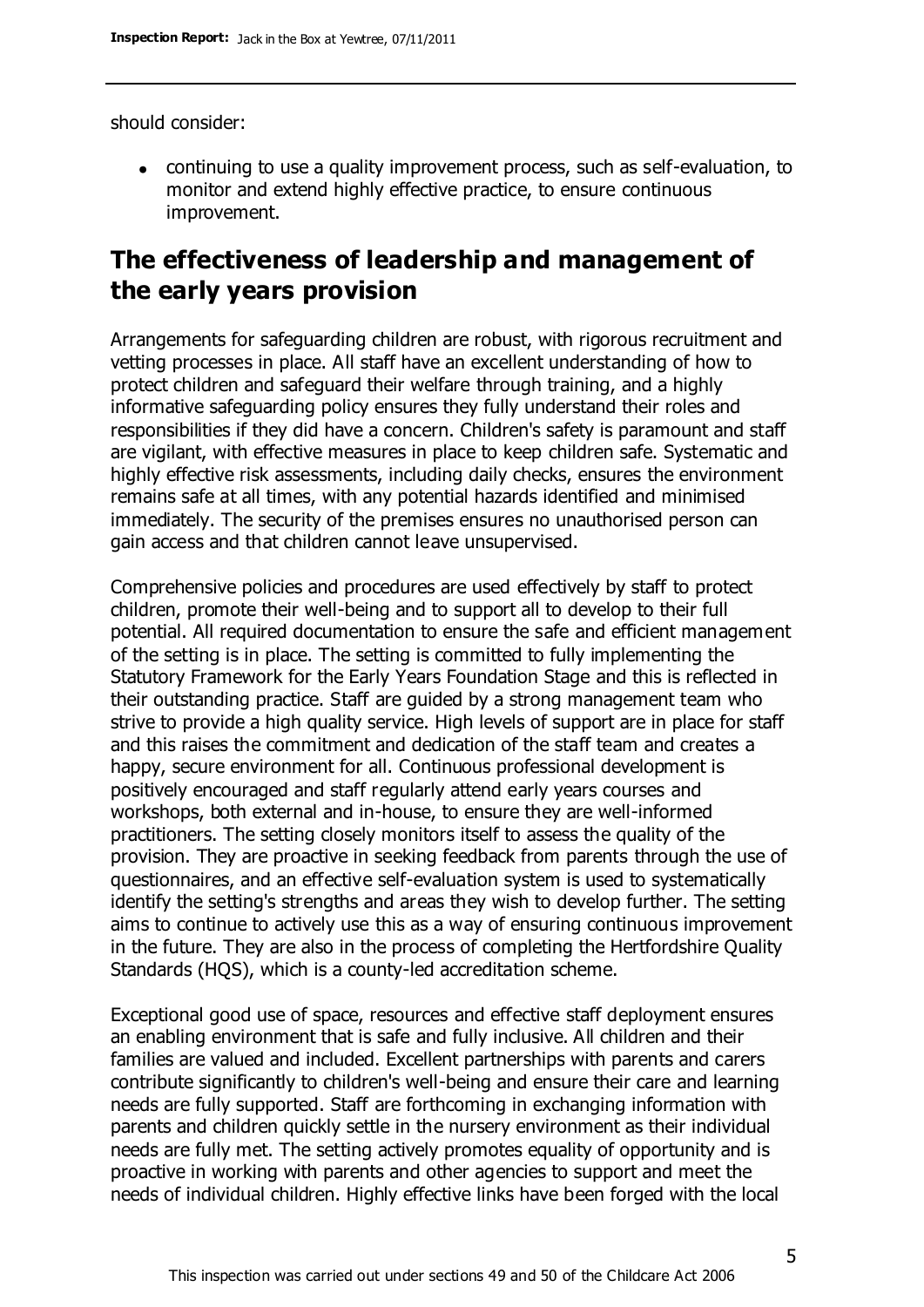should consider:

- continuing to use a quality improvement process, such as self-evaluation, to monitor and extend highly effective practice, to ensure continuous improvement.

## The effectiveness of leadership and management of the early years provision

Arrangements for safeguarding children are robust, with rigorous recruitment and vetting processes in place. All staff have an excellent understanding of how to protect children and safeguard their welfare through training, and a highly informative safeguarding policy ensures they fully understand their roles and responsibilities if they did have a concern. Children's safety is paramount and staff are vigilant, with effective measures in place to keep children safe. Systematic and highly effective risk assessments, including daily checks, ensures the environment remains safe at all times, with any potential hazards identified and minimised immediately. The security of the premises ensures no unauthorised person can gain access and that children cannot leave unsupervised.

Comprehensive policies and procedures are used effectively by staff to protect children, promote their well-being and to support all to develop to their full potential. All required documentation to ensure the safe and efficient management of the setting is in place. The setting is committed to fully implementing the Statutory Framework for the Early Years Foundation Stage and this is reflected in their outstanding practice. Staff are guided by a strong management team who strive to provide a high quality service. High levels of support are in place for staff and this raises the commitment and dedication of the staff team and creates a happy, secure environment for all. Continuous professional development is positively encouraged and staff regularly attend early years courses and workshops, both external and in-house, to ensure they are well-informed practitioners. The setting closely monitors itself to assess the quality of the provision. They are proactive in seeking feedback from parents through the use of questionnaires, and an effective self-evaluation system is used to systematically identify the setting's strengths and areas they wish to develop further. The setting aims to continue to actively use this as a way of ensuring continuous improvement in the future. They are also in the process of completing the Hertfordshire Quality Standards (HQS), which is a county-led accreditation scheme.

Exceptional good use of space, resources and effective staff deployment ensures an enabling environment that is safe and fully inclusive. All children and their families are valued and included. Excellent partnerships with parents and carers contribute significantly to children's well-being and ensure their care and learning needs are fully supported. Staff are forthcoming in exchanging information with parents and children quickly settle in the nursery environment as their individual needs are fully met. The setting actively promotes equality of opportunity and is proactive in working with parents and other agencies to support and meet the needs of individual children. Highly effective links have been forged with the local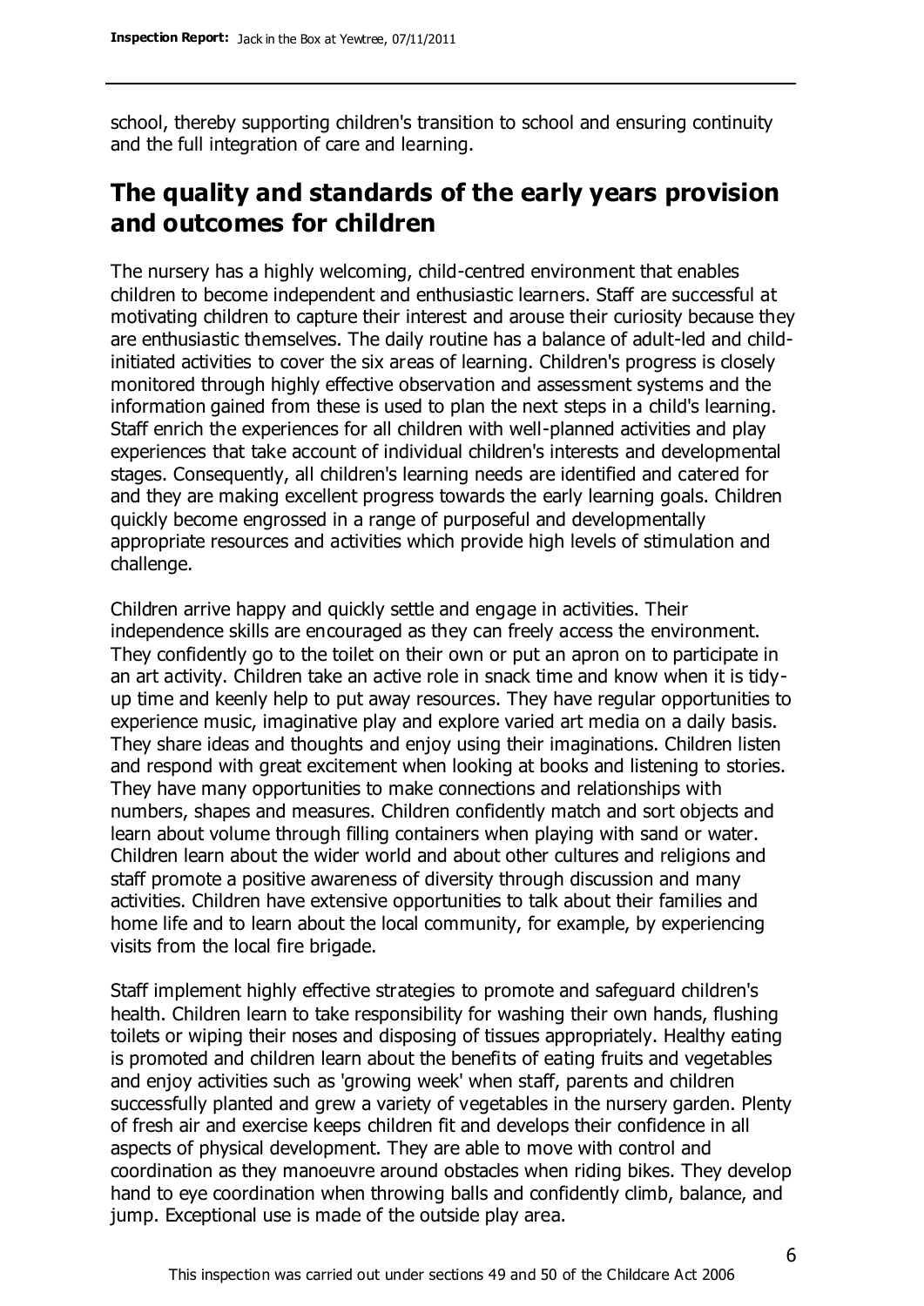school, thereby supporting children's transition to school and ensuring continuity and the full integration of care and learning.

## The quality and standards of the early years provision and outcomes for children

The nursery has a highly welcoming, child-centred environment that enables children to become independent and enthusiastic learners. Staff are successful at motivating children to capture their interest and arouse their curiosity because they are enthusiastic themselves. The daily routine has a balance of adult-led and child-initiated activities to cover the six areas of learning. Children's progress is closely monitored through highly effective observation and assessment systems and the information gained from these is used to plan the next steps in a child's learning. Staff enrich the experiences for all children with well-planned activities and play experiences that take account of individual children's interests and developmental stages. Consequently, all children's learning needs are identified and catered for and they are making excellent progress towards the early learning goals. Children quickly become engrossed in a range of purposeful and developmentally appropriate resources and activities which provide high levels of stimulation and challenge.

Children arrive happy and quickly settle and engage in activities. Their independence skills are encouraged as they can freely access the environment. They confidently go to the toilet on their own or put an apron on to participate in an art activity. Children take an active role in snack time and know when it is tidy-up time and keenly help to put away resources. They have regular opportunities to experience music, imaginative play and explore varied art media on a daily basis. They share ideas and thoughts and enjoy using their imaginations. Children listen and respond with great excitement when looking at books and listening to stories. They have many opportunities to make connections and relationships with numbers, shapes and measures. Children confidently match and sort objects and learn about volume through filling containers when playing with sand or water. Children learn about the wider world and about other cultures and religions and staff promote a positive awareness of diversity through discussion and many activities. Children have extensive opportunities to talk about their families and home life and to learn about the local community, for example, by experiencing visits from the local fire brigade.

Staff implement highly effective strategies to promote and safeguard children's health. Children learn to take responsibility for washing their own hands, flushing toilets or wiping their noses and disposing of tissues appropriately. Healthy eating is promoted and children learn about the benefits of eating fruits and vegetables and enjoy activities such as 'growing week' when staff, parents and children successfully planted and grew a variety of vegetables in the nursery garden. Plenty of fresh air and exercise keeps children fit and develops their confidence in all aspects of physical development. They are able to move with control and coordination as they manoeuvre around obstacles when riding bikes. They develop hand to eye coordination when throwing balls and confidently climb, balance, and jump. Exceptional use is made of the outside play area.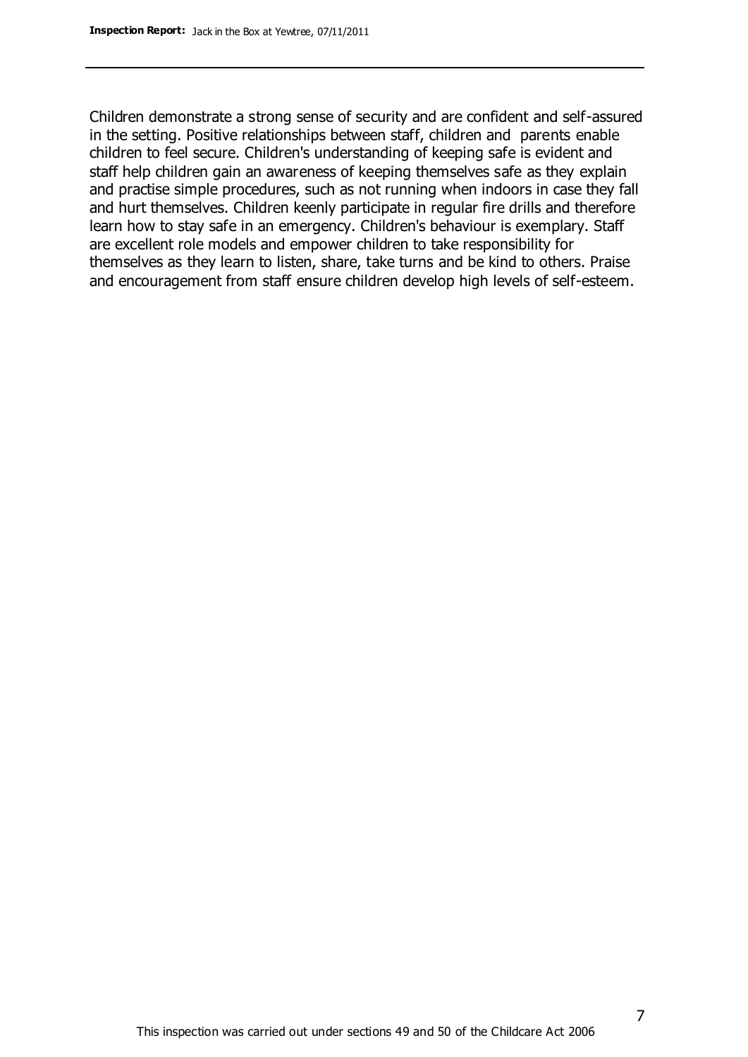Children demonstrate a strong sense of security and are confident and self-assured in the setting. Positive relationships between staff, children and parents enable children to feel secure. Children's understanding of keeping safe is evident and staff help children gain an awareness of keeping themselves safe as they explain and practise simple procedures, such as not running when indoors in case they fall and hurt themselves. Children keenly participate in regular fire drills and therefore learn how to stay safe in an emergency. Children's behaviour is exemplary. Staff are excellent role models and empower children to take responsibility for themselves as they learn to listen, share, take turns and be kind to others. Praise and encouragement from staff ensure children develop high levels of self-esteem.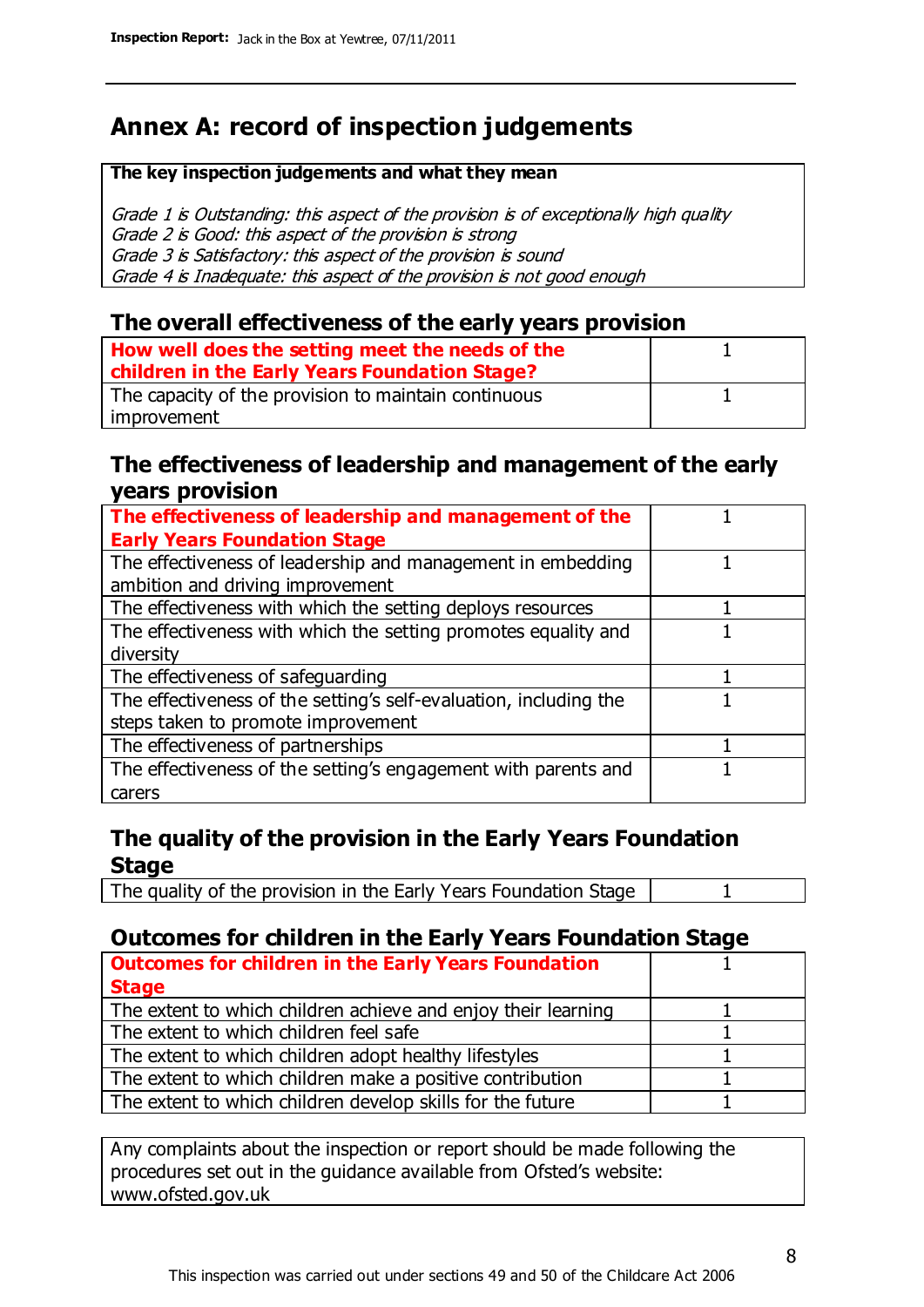# Annex A: record of inspection judgements

**The key inspection judgements and what they mean**

*Grade 1 is Outstanding: this aspect of the provision is of exceptionally high quality*
*Grade 2 is Good: this aspect of the provision is strong*
*Grade 3 is Satisfactory: this aspect of the provision is sound*
*Grade 4 is Inadequate: this aspect of the provision is not good enough*

## The overall effectiveness of the early years provision

| | |
|---|---|
| **How well does the setting meet the needs of the children in the Early Years Foundation Stage?** | 1 |
| The capacity of the provision to maintain continuous improvement | 1 |

## The effectiveness of leadership and management of the early years provision

| | |
|---|---|
| **The effectiveness of leadership and management of the Early Years Foundation Stage** | 1 |
| The effectiveness of leadership and management in embedding ambition and driving improvement | 1 |
| The effectiveness with which the setting deploys resources | 1 |
| The effectiveness with which the setting promotes equality and diversity | 1 |
| The effectiveness of safeguarding | 1 |
| The effectiveness of the setting's self-evaluation, including the steps taken to promote improvement | 1 |
| The effectiveness of partnerships | 1 |
| The effectiveness of the setting's engagement with parents and carers | 1 |

## The quality of the provision in the Early Years Foundation Stage

| | |
|---|---|
| The quality of the provision in the Early Years Foundation Stage | 1 |

## Outcomes for children in the Early Years Foundation Stage

| | |
|---|---|
| **Outcomes for children in the Early Years Foundation Stage** | 1 |
| The extent to which children achieve and enjoy their learning | 1 |
| The extent to which children feel safe | 1 |
| The extent to which children adopt healthy lifestyles | 1 |
| The extent to which children make a positive contribution | 1 |
| The extent to which children develop skills for the future | 1 |

Any complaints about the inspection or report should be made following the procedures set out in the guidance available from Ofsted's website: www.ofsted.gov.uk

This inspection was carried out under sections 49 and 50 of the Childcare Act 2006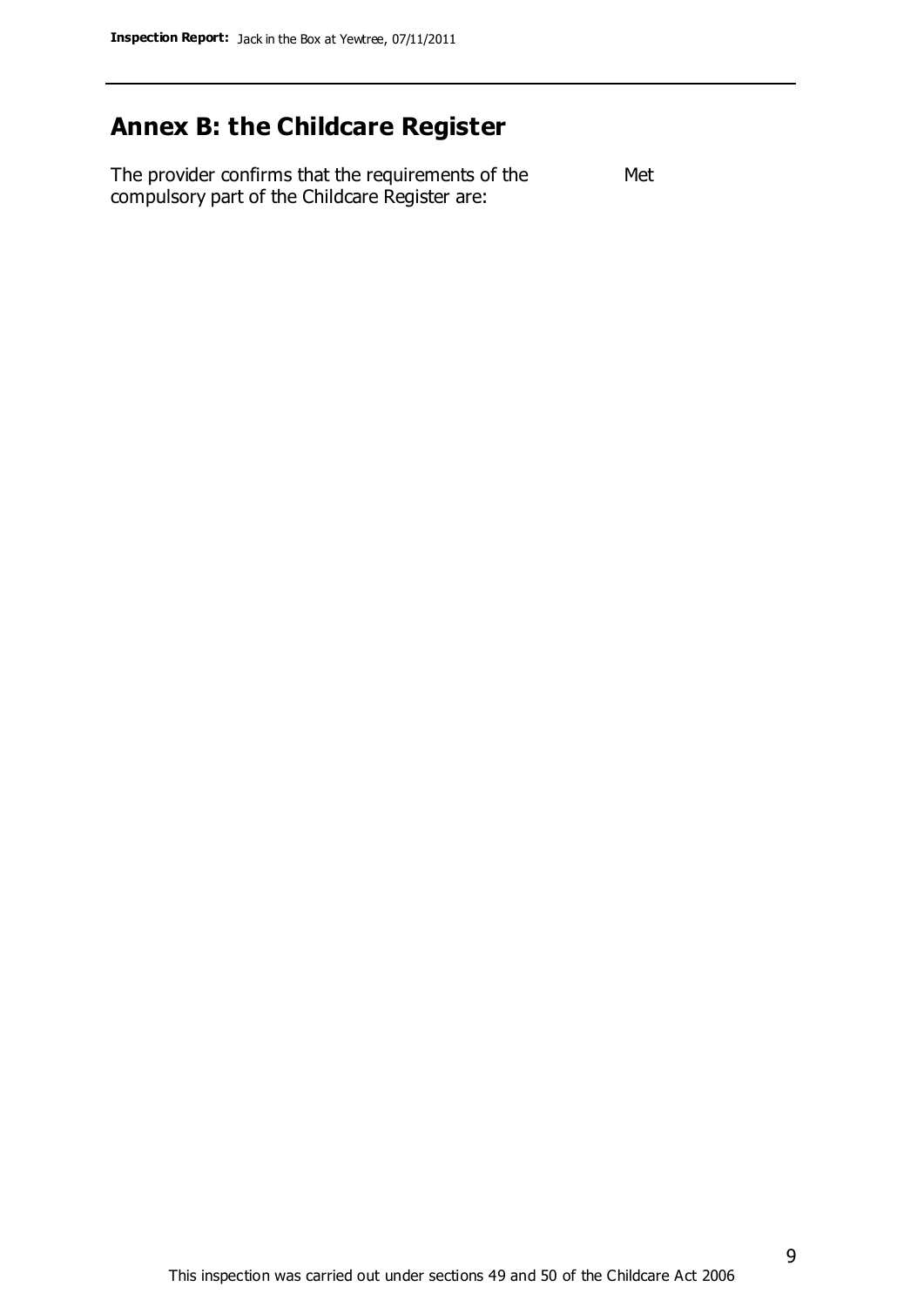## Annex B: the Childcare Register

| | |
|---|---|
| The provider confirms that the requirements of the compulsory part of the Childcare Register are: | Met |

This inspection was carried out under sections 49 and 50 of the Childcare Act 2006